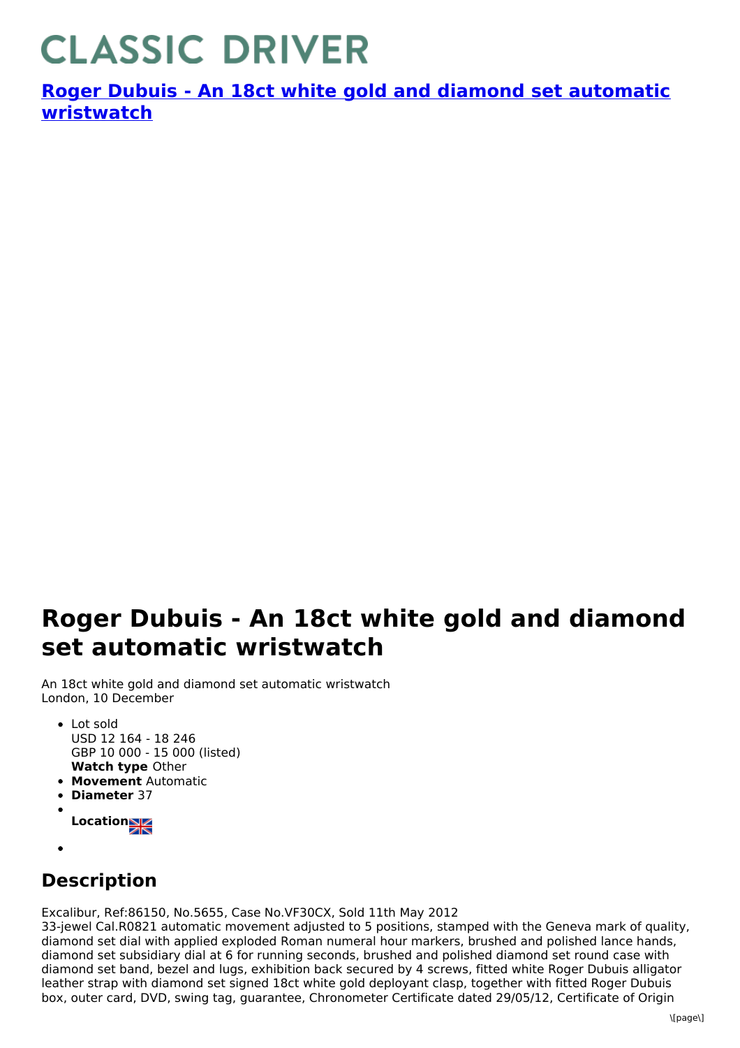# CLASSIC DRIVER

**Roger Dubuis - An 18ct white gold and diamond set automatic wristwatch**

# Roger Dubuis - An 18ct white gold and diamond set automatic wristwatch

An 18ct white gold and diamond set automatic wristwatch
London, 10 December

- Lot sold
  USD 12 164 - 18 246
  GBP 10 000 - 15 000 (listed)
  **Watch type** Other
- **Movement** Automatic
- **Diameter** 37
- **Location**

## Description

Excalibur, Ref:86150, No.5655, Case No.VF30CX, Sold 11th May 2012
33-jewel Cal.R0821 automatic movement adjusted to 5 positions, stamped with the Geneva mark of quality, diamond set dial with applied exploded Roman numeral hour markers, brushed and polished lance hands, diamond set subsidiary dial at 6 for running seconds, brushed and polished diamond set round case with diamond set band, bezel and lugs, exhibition back secured by 4 screws, fitted white Roger Dubuis alligator leather strap with diamond set signed 18ct white gold deployant clasp, together with fitted Roger Dubuis box, outer card, DVD, swing tag, guarantee, Chronometer Certificate dated 29/05/12, Certificate of Origin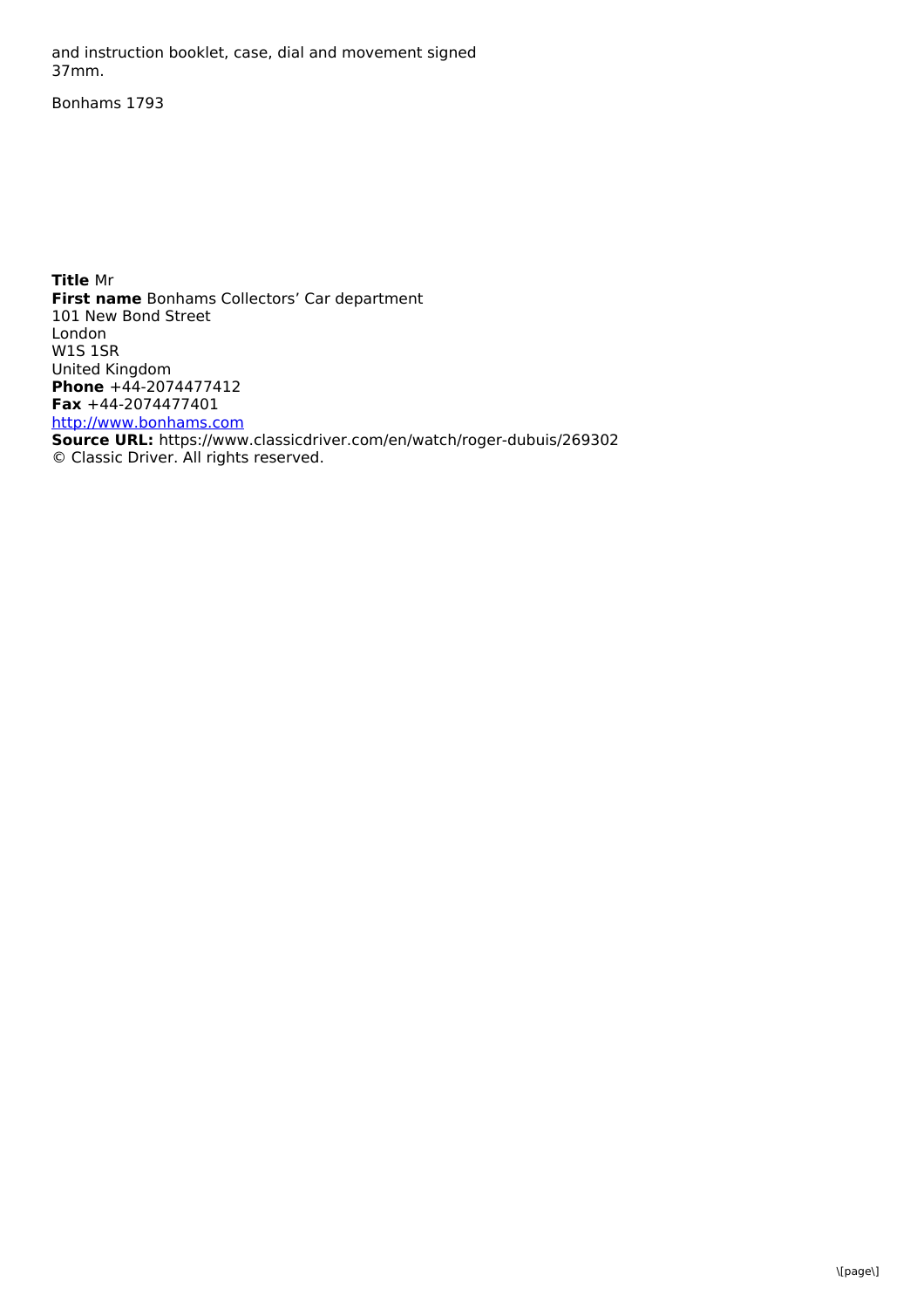and instruction booklet, case, dial and movement signed
37mm.

Bonhams 1793

**Title** Mr
**First name** Bonhams Collectors' Car department
101 New Bond Street
London
W1S 1SR
United Kingdom
**Phone** +44-2074477412
**Fax** +44-2074477401
http://www.bonhams.com
**Source URL:** https://www.classicdriver.com/en/watch/roger-dubuis/269302
© Classic Driver. All rights reserved.